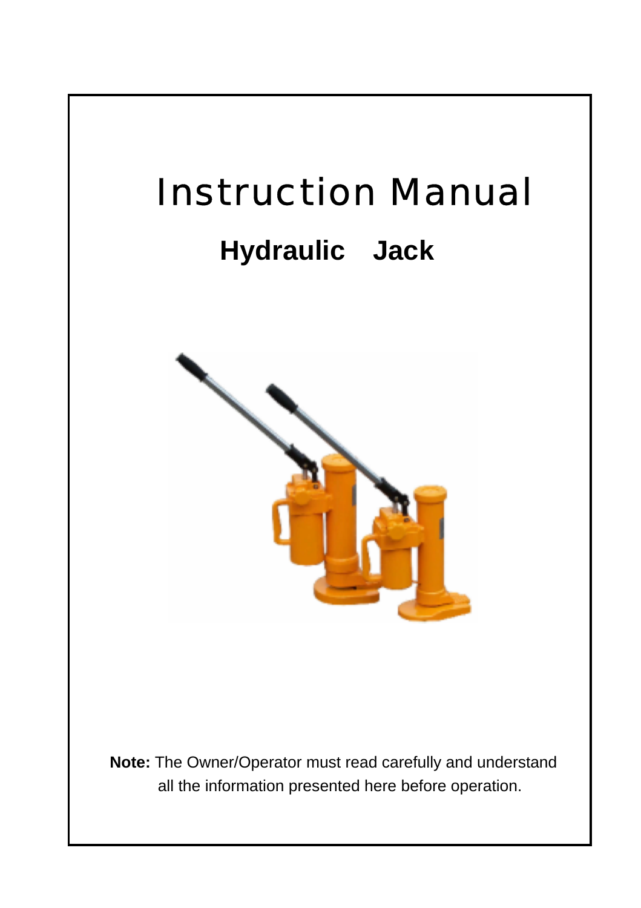# Instruction Manual

## Hydraulic Jack

**Note:** The Owner/Operator must read carefully and understand all the information presented here before operation.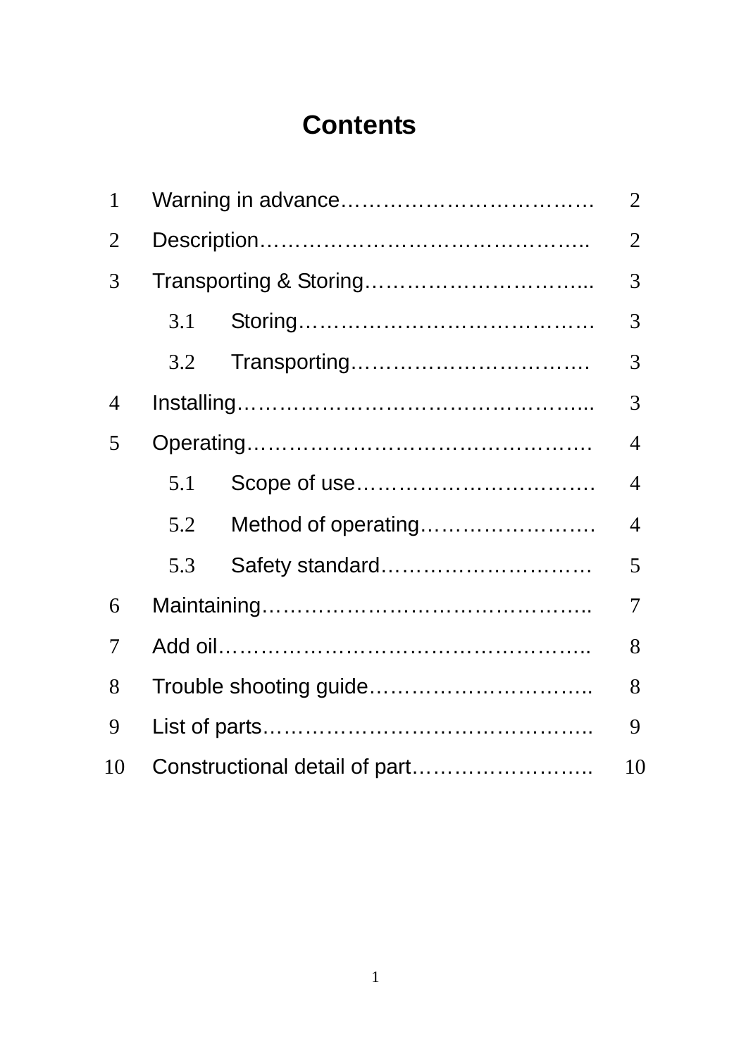# Contents

| | | |
|---|---|---|
| 1 | Warning in advance………………………………… | 2 |
| 2 | Description……………………………………….. | 2 |
| 3 | Transporting & Storing…………………………... | 3 |
| | 3.1 Storing…………………………………… | 3 |
| | 3.2 Transporting……………………………. | 3 |
| 4 | Installing…………………………………………... | 3 |
| 5 | Operating…………………………………………. | 4 |
| | 5.1 Scope of use……………………………. | 4 |
| | 5.2 Method of operating……………………. | 4 |
| | 5.3 Safety standard…………………………. | 5 |
| 6 | Maintaining……………………………………….. | 7 |
| 7 | Add oil……………………………………………... | 8 |
| 8 | Trouble shooting guide………………………….. | 8 |
| 9 | List of parts……………………………………….. | 9 |
| 10 | Constructional detail of part…………………….. | 10 |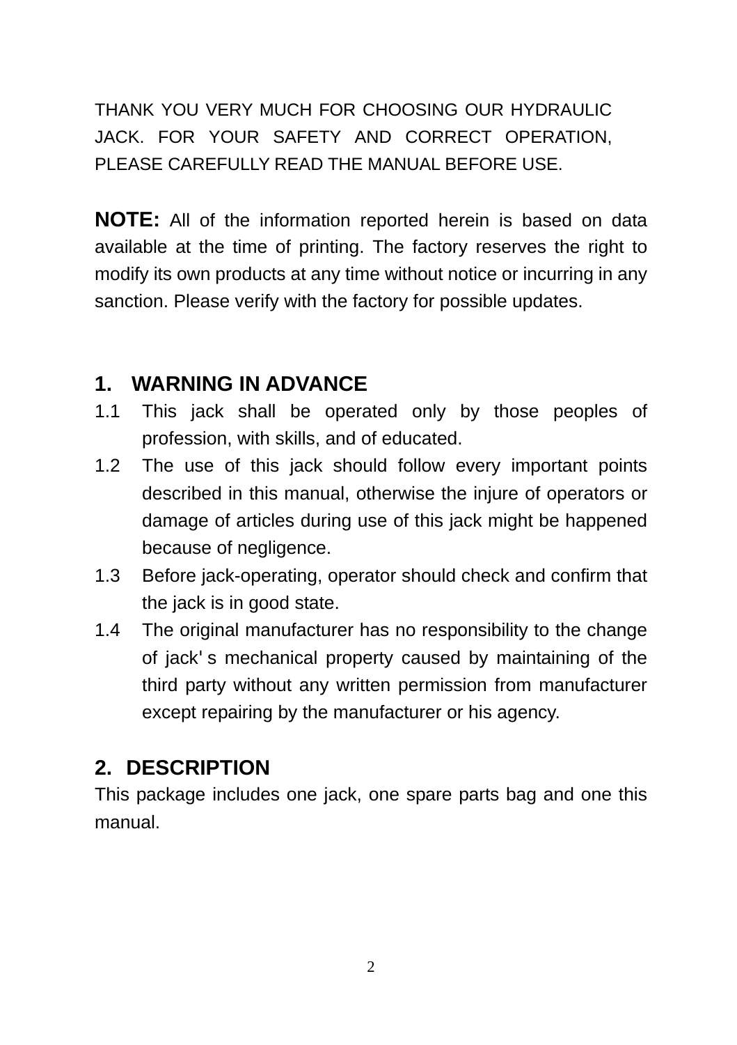THANK YOU VERY MUCH FOR CHOOSING OUR HYDRAULIC JACK. FOR YOUR SAFETY AND CORRECT OPERATION, PLEASE CAREFULLY READ THE MANUAL BEFORE USE.

**NOTE:** All of the information reported herein is based on data available at the time of printing. The factory reserves the right to modify its own products at any time without notice or incurring in any sanction. Please verify with the factory for possible updates.

## 1. WARNING IN ADVANCE

1.1 This jack shall be operated only by those peoples of profession, with skills, and of educated.

1.2 The use of this jack should follow every important points described in this manual, otherwise the injure of operators or damage of articles during use of this jack might be happened because of negligence.

1.3 Before jack-operating, operator should check and confirm that the jack is in good state.

1.4 The original manufacturer has no responsibility to the change of jack' s mechanical property caused by maintaining of the third party without any written permission from manufacturer except repairing by the manufacturer or his agency.

## 2. DESCRIPTION

This package includes one jack, one spare parts bag and one this manual.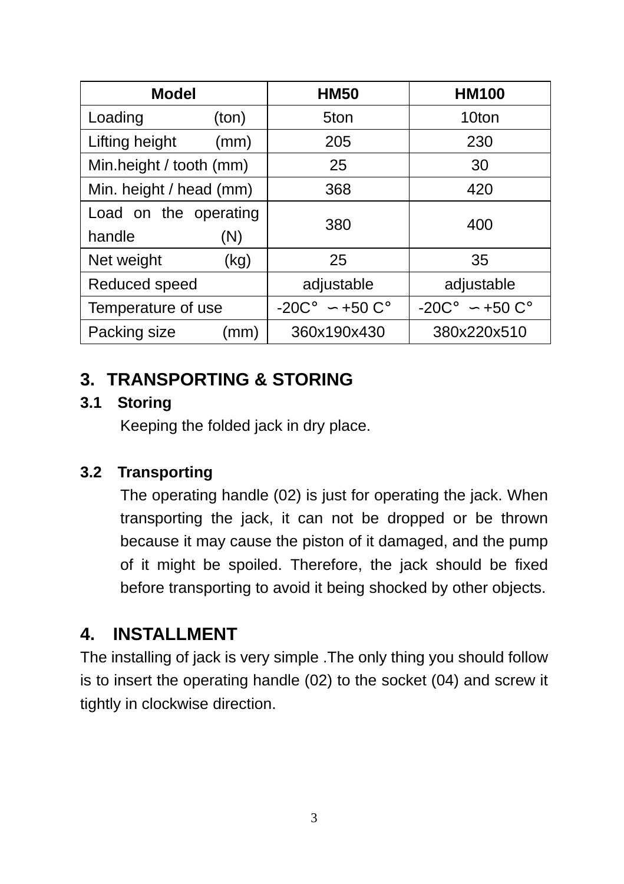| Model | HM50 | HM100 |
| --- | --- | --- |
| Loading (ton) | 5ton | 10ton |
| Lifting height (mm) | 205 | 230 |
| Min.height / tooth (mm) | 25 | 30 |
| Min. height / head (mm) | 368 | 420 |
| Load on the operating handle (N) | 380 | 400 |
| Net weight (kg) | 25 | 35 |
| Reduced speed | adjustable | adjustable |
| Temperature of use | -20C° ∽+50 C° | -20C° ∽+50 C° |
| Packing size (mm) | 360x190x430 | 380x220x510 |

## 3. TRANSPORTING & STORING

### 3.1 Storing

Keeping the folded jack in dry place.

### 3.2 Transporting

The operating handle (02) is just for operating the jack. When transporting the jack, it can not be dropped or be thrown because it may cause the piston of it damaged, and the pump of it might be spoiled. Therefore, the jack should be fixed before transporting to avoid it being shocked by other objects.

## 4. INSTALLMENT

The installing of jack is very simple .The only thing you should follow is to insert the operating handle (02) to the socket (04) and screw it tightly in clockwise direction.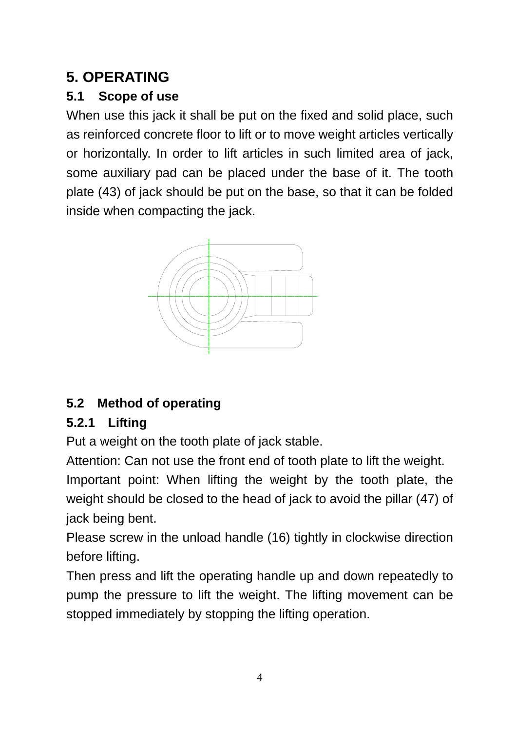# 5. OPERATING

## 5.1 Scope of use

When use this jack it shall be put on the fixed and solid place, such as reinforced concrete floor to lift or to move weight articles vertically or horizontally. In order to lift articles in such limited area of jack, some auxiliary pad can be placed under the base of it. The tooth plate (43) of jack should be put on the base, so that it can be folded inside when compacting the jack.

## 5.2 Method of operating

### 5.2.1 Lifting

Put a weight on the tooth plate of jack stable.

Attention: Can not use the front end of tooth plate to lift the weight.

Important point: When lifting the weight by the tooth plate, the weight should be closed to the head of jack to avoid the pillar (47) of jack being bent.

Please screw in the unload handle (16) tightly in clockwise direction before lifting.

Then press and lift the operating handle up and down repeatedly to pump the pressure to lift the weight. The lifting movement can be stopped immediately by stopping the lifting operation.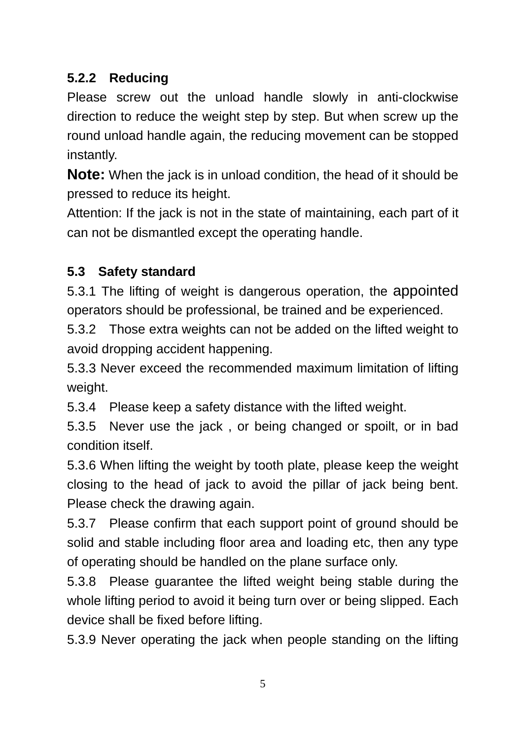### 5.2.2 Reducing

Please screw out the unload handle slowly in anti-clockwise direction to reduce the weight step by step. But when screw up the round unload handle again, the reducing movement can be stopped instantly.

**Note:** When the jack is in unload condition, the head of it should be pressed to reduce its height.

Attention: If the jack is not in the state of maintaining, each part of it can not be dismantled except the operating handle.

### 5.3 Safety standard

5.3.1 The lifting of weight is dangerous operation, the appointed operators should be professional, be trained and be experienced.

5.3.2 Those extra weights can not be added on the lifted weight to avoid dropping accident happening.

5.3.3 Never exceed the recommended maximum limitation of lifting weight.

5.3.4 Please keep a safety distance with the lifted weight.

5.3.5 Never use the jack , or being changed or spoilt, or in bad condition itself.

5.3.6 When lifting the weight by tooth plate, please keep the weight closing to the head of jack to avoid the pillar of jack being bent. Please check the drawing again.

5.3.7 Please confirm that each support point of ground should be solid and stable including floor area and loading etc, then any type of operating should be handled on the plane surface only.

5.3.8 Please guarantee the lifted weight being stable during the whole lifting period to avoid it being turn over or being slipped. Each device shall be fixed before lifting.

5.3.9 Never operating the jack when people standing on the lifting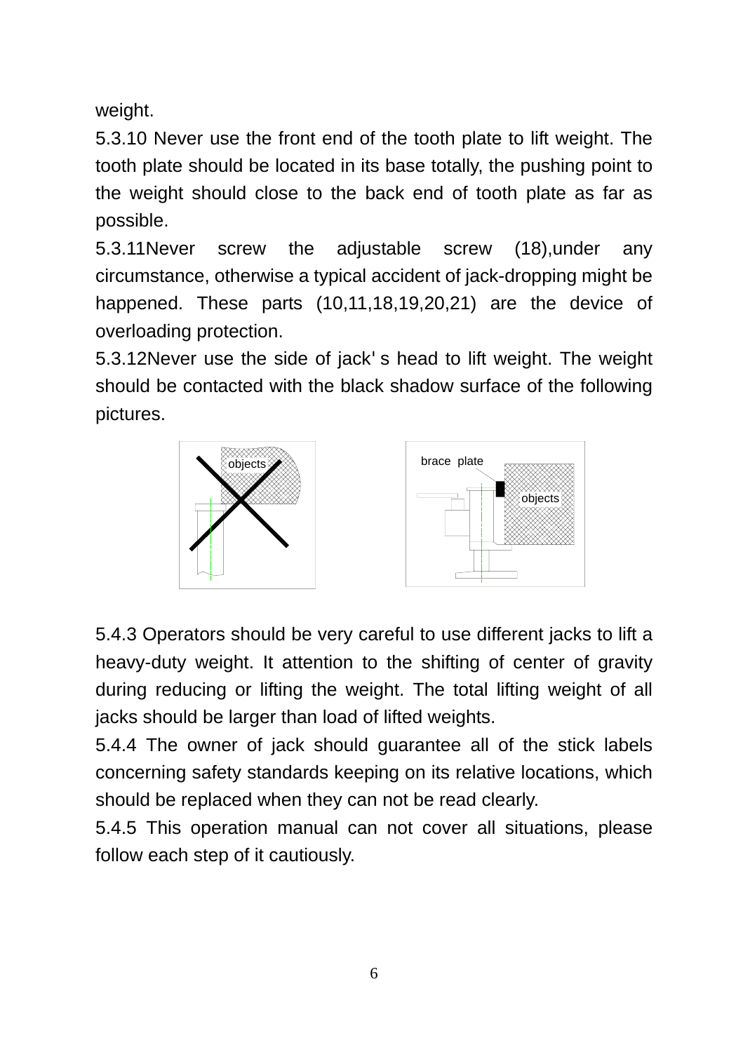weight.

5.3.10 Never use the front end of the tooth plate to lift weight. The tooth plate should be located in its base totally, the pushing point to the weight should close to the back end of tooth plate as far as possible.

5.3.11Never screw the adjustable screw (18),under any circumstance, otherwise a typical accident of jack-dropping might be happened. These parts (10,11,18,19,20,21) are the device of overloading protection.

5.3.12Never use the side of jack' s head to lift weight. The weight should be contacted with the black shadow surface of the following pictures.

5.4.3 Operators should be very careful to use different jacks to lift a heavy-duty weight. It attention to the shifting of center of gravity during reducing or lifting the weight. The total lifting weight of all jacks should be larger than load of lifted weights.

5.4.4 The owner of jack should guarantee all of the stick labels concerning safety standards keeping on its relative locations, which should be replaced when they can not be read clearly.

5.4.5 This operation manual can not cover all situations, please follow each step of it cautiously.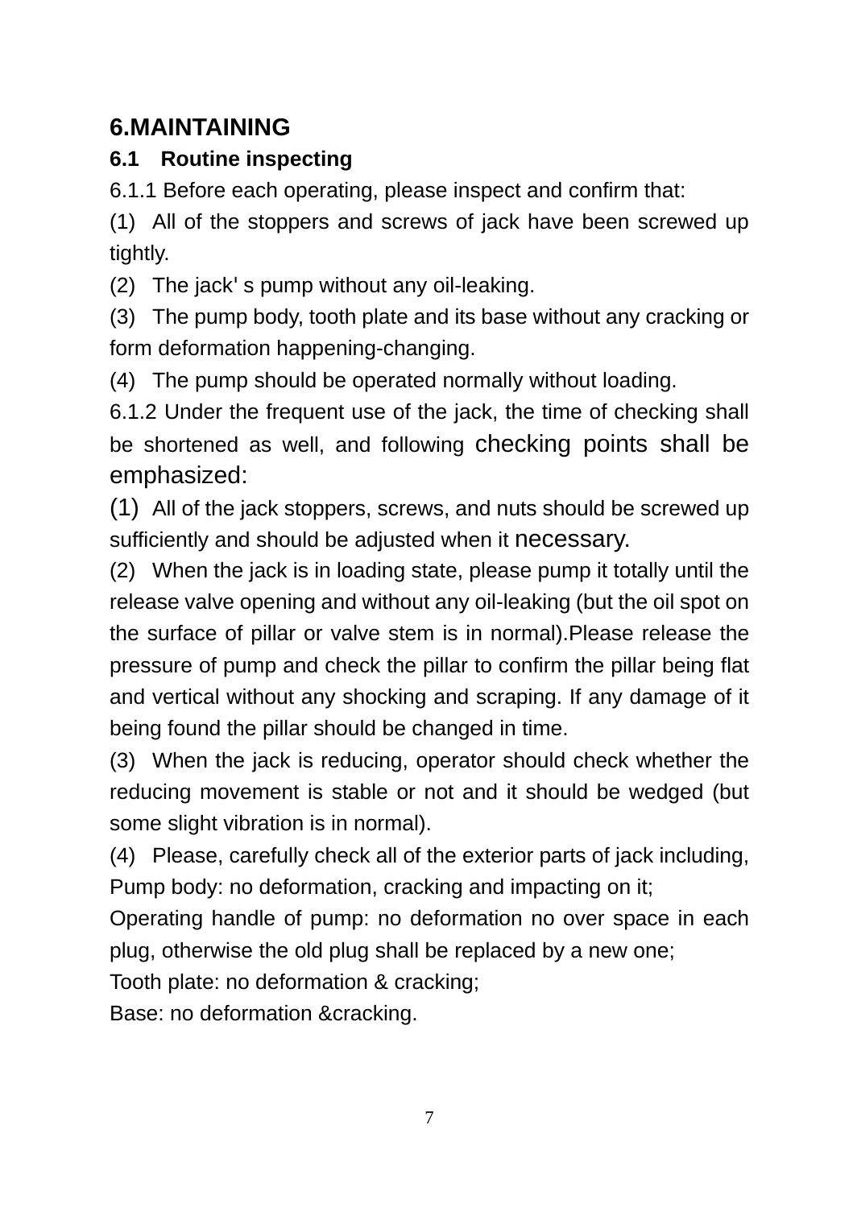# 6.MAINTAINING

## 6.1 Routine inspecting

6.1.1 Before each operating, please inspect and confirm that:

(1) All of the stoppers and screws of jack have been screwed up tightly.

(2) The jack' s pump without any oil-leaking.

(3) The pump body, tooth plate and its base without any cracking or form deformation happening-changing.

(4) The pump should be operated normally without loading.

6.1.2 Under the frequent use of the jack, the time of checking shall be shortened as well, and following checking points shall be emphasized:

(1) All of the jack stoppers, screws, and nuts should be screwed up sufficiently and should be adjusted when it necessary.

(2) When the jack is in loading state, please pump it totally until the release valve opening and without any oil-leaking (but the oil spot on the surface of pillar or valve stem is in normal).Please release the pressure of pump and check the pillar to confirm the pillar being flat and vertical without any shocking and scraping. If any damage of it being found the pillar should be changed in time.

(3) When the jack is reducing, operator should check whether the reducing movement is stable or not and it should be wedged (but some slight vibration is in normal).

(4) Please, carefully check all of the exterior parts of jack including,

Pump body: no deformation, cracking and impacting on it;

Operating handle of pump: no deformation no over space in each plug, otherwise the old plug shall be replaced by a new one;

Tooth plate: no deformation & cracking;

Base: no deformation &cracking.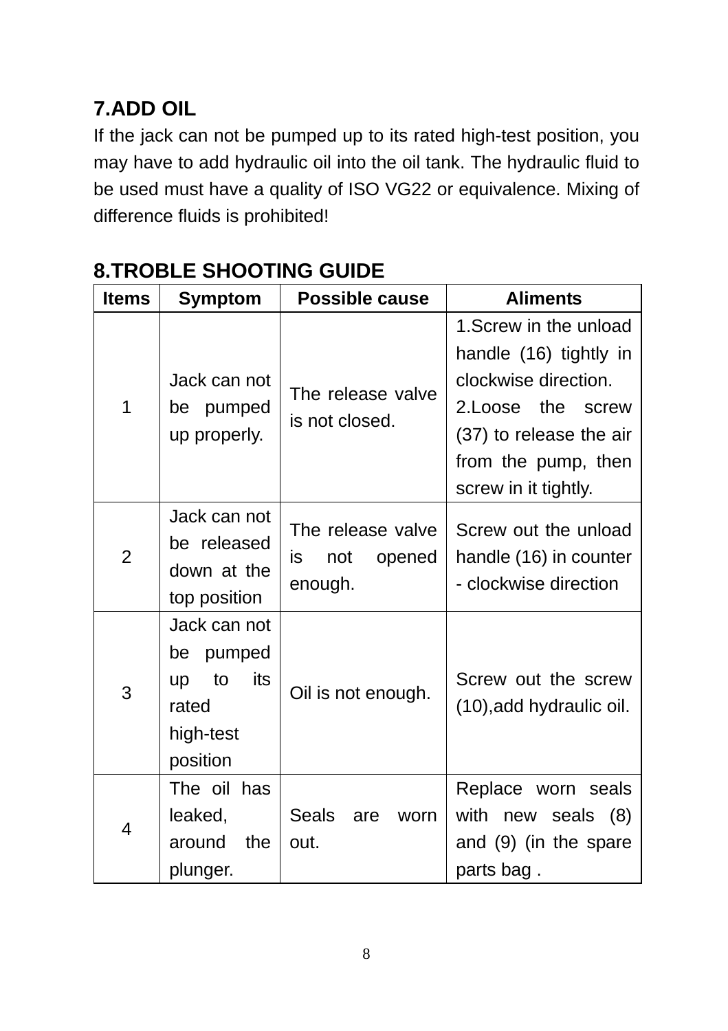## 7.ADD OIL

If the jack can not be pumped up to its rated high-test position, you may have to add hydraulic oil into the oil tank. The hydraulic fluid to be used must have a quality of ISO VG22 or equivalence. Mixing of difference fluids is prohibited!

## 8.TROBLE SHOOTING GUIDE

| Items | Symptom | Possible cause | Aliments |
|---|---|---|---|
| 1 | Jack can not be pumped up properly. | The release valve is not closed. | 1.Screw in the unload handle (16) tightly in clockwise direction.<br>2.Loose the screw (37) to release the air from the pump, then screw in it tightly. |
| 2 | Jack can not be released down at the top position | The release valve is not opened enough. | Screw out the unload handle (16) in counter - clockwise direction |
| 3 | Jack can not be pumped up to its rated high-test position | Oil is not enough. | Screw out the screw (10),add hydraulic oil. |
| 4 | The oil has leaked, around the plunger. | Seals are worn out. | Replace worn seals with new seals (8) and (9) (in the spare parts bag . |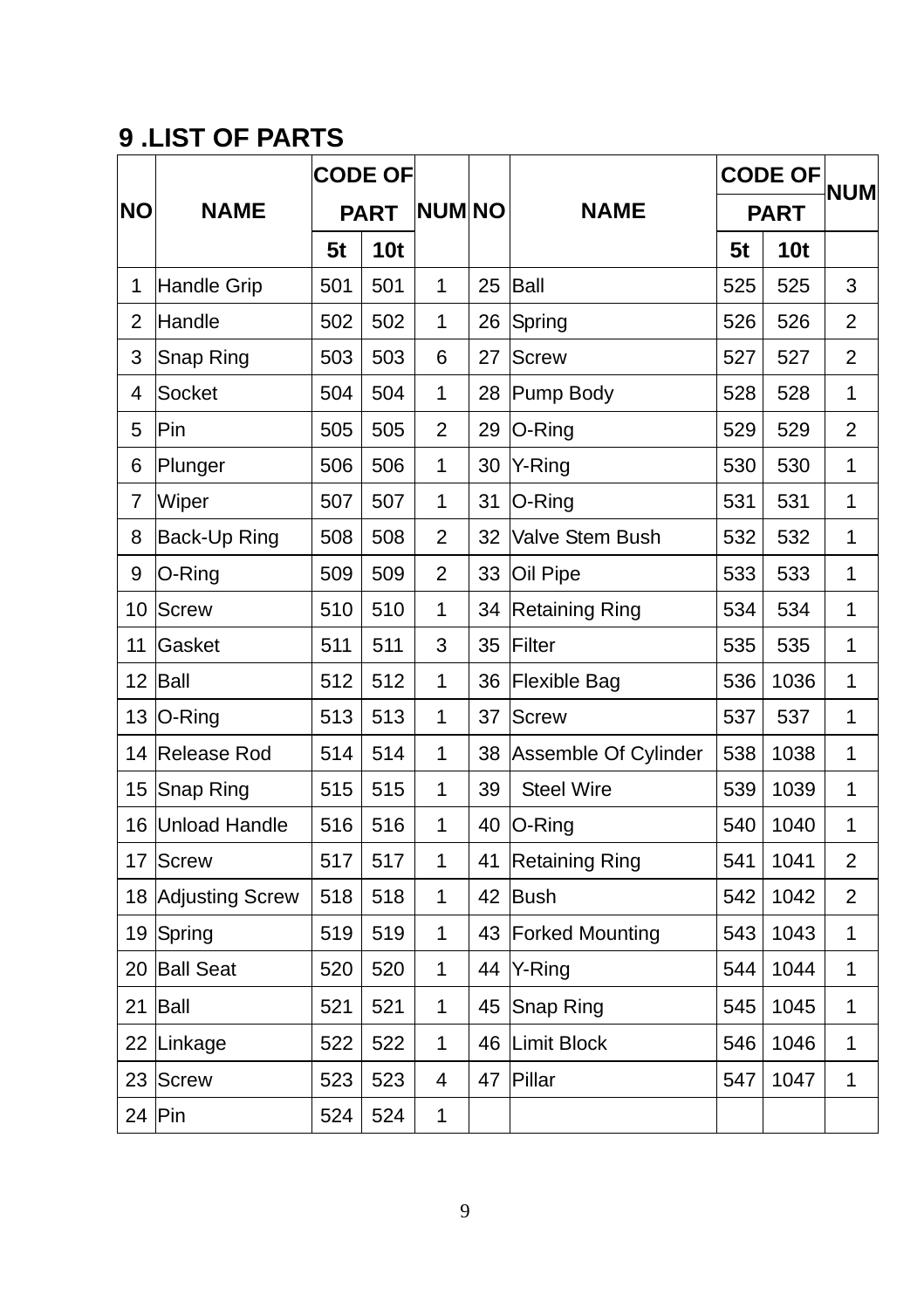## 9 .LIST OF PARTS

| NO | NAME | CODE OF PART | | NUM | NO | NAME | CODE OF PART | | NUM |
|---|---|---|---|---|---|---|---|---|---|
| | | 5t | 10t | | | | 5t | 10t | |
| 1 | Handle Grip | 501 | 501 | 1 | 25 | Ball | 525 | 525 | 3 |
| 2 | Handle | 502 | 502 | 1 | 26 | Spring | 526 | 526 | 2 |
| 3 | Snap Ring | 503 | 503 | 6 | 27 | Screw | 527 | 527 | 2 |
| 4 | Socket | 504 | 504 | 1 | 28 | Pump Body | 528 | 528 | 1 |
| 5 | Pin | 505 | 505 | 2 | 29 | O-Ring | 529 | 529 | 2 |
| 6 | Plunger | 506 | 506 | 1 | 30 | Y-Ring | 530 | 530 | 1 |
| 7 | Wiper | 507 | 507 | 1 | 31 | O-Ring | 531 | 531 | 1 |
| 8 | Back-Up Ring | 508 | 508 | 2 | 32 | Valve Stem Bush | 532 | 532 | 1 |
| 9 | O-Ring | 509 | 509 | 2 | 33 | Oil Pipe | 533 | 533 | 1 |
| 10 | Screw | 510 | 510 | 1 | 34 | Retaining Ring | 534 | 534 | 1 |
| 11 | Gasket | 511 | 511 | 3 | 35 | Filter | 535 | 535 | 1 |
| 12 | Ball | 512 | 512 | 1 | 36 | Flexible Bag | 536 | 1036 | 1 |
| 13 | O-Ring | 513 | 513 | 1 | 37 | Screw | 537 | 537 | 1 |
| 14 | Release Rod | 514 | 514 | 1 | 38 | Assemble Of Cylinder | 538 | 1038 | 1 |
| 15 | Snap Ring | 515 | 515 | 1 | 39 | Steel Wire | 539 | 1039 | 1 |
| 16 | Unload Handle | 516 | 516 | 1 | 40 | O-Ring | 540 | 1040 | 1 |
| 17 | Screw | 517 | 517 | 1 | 41 | Retaining Ring | 541 | 1041 | 2 |
| 18 | Adjusting Screw | 518 | 518 | 1 | 42 | Bush | 542 | 1042 | 2 |
| 19 | Spring | 519 | 519 | 1 | 43 | Forked Mounting | 543 | 1043 | 1 |
| 20 | Ball Seat | 520 | 520 | 1 | 44 | Y-Ring | 544 | 1044 | 1 |
| 21 | Ball | 521 | 521 | 1 | 45 | Snap Ring | 545 | 1045 | 1 |
| 22 | Linkage | 522 | 522 | 1 | 46 | Limit Block | 546 | 1046 | 1 |
| 23 | Screw | 523 | 523 | 4 | 47 | Pillar | 547 | 1047 | 1 |
| 24 | Pin | 524 | 524 | 1 | | | | | |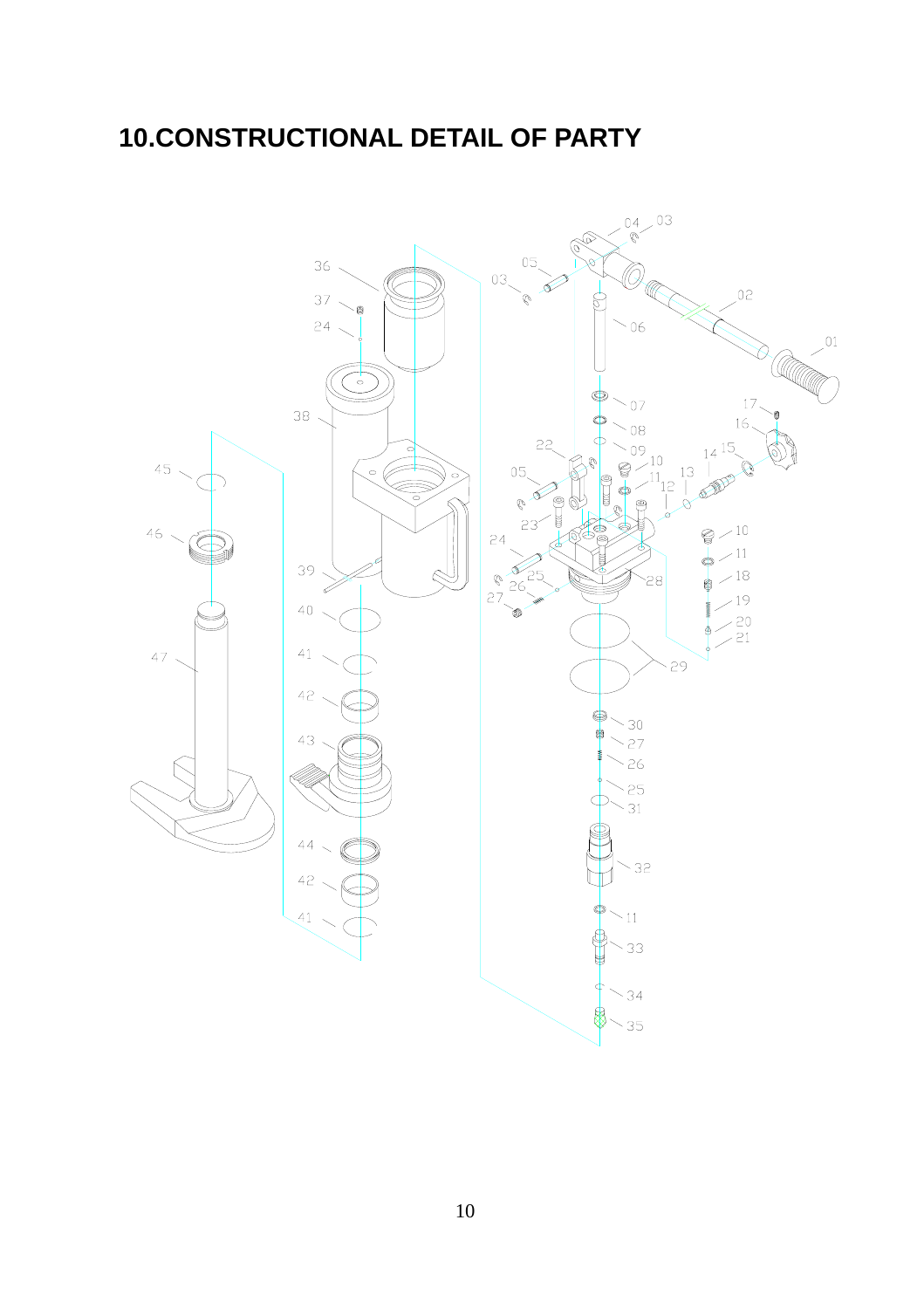# 10.CONSTRUCTIONAL DETAIL OF PARTY

04 03
05
03
02
06
01
07
17
08
16
22
09
15
05
10
14
11
13
12
23
10
24
11
28
18
39
25
26
19
27
20
40
21
29
41
45
46
47
36
37
24
38
42
30
43
27
26
25
31
44
32
42
41
11
33
34
35